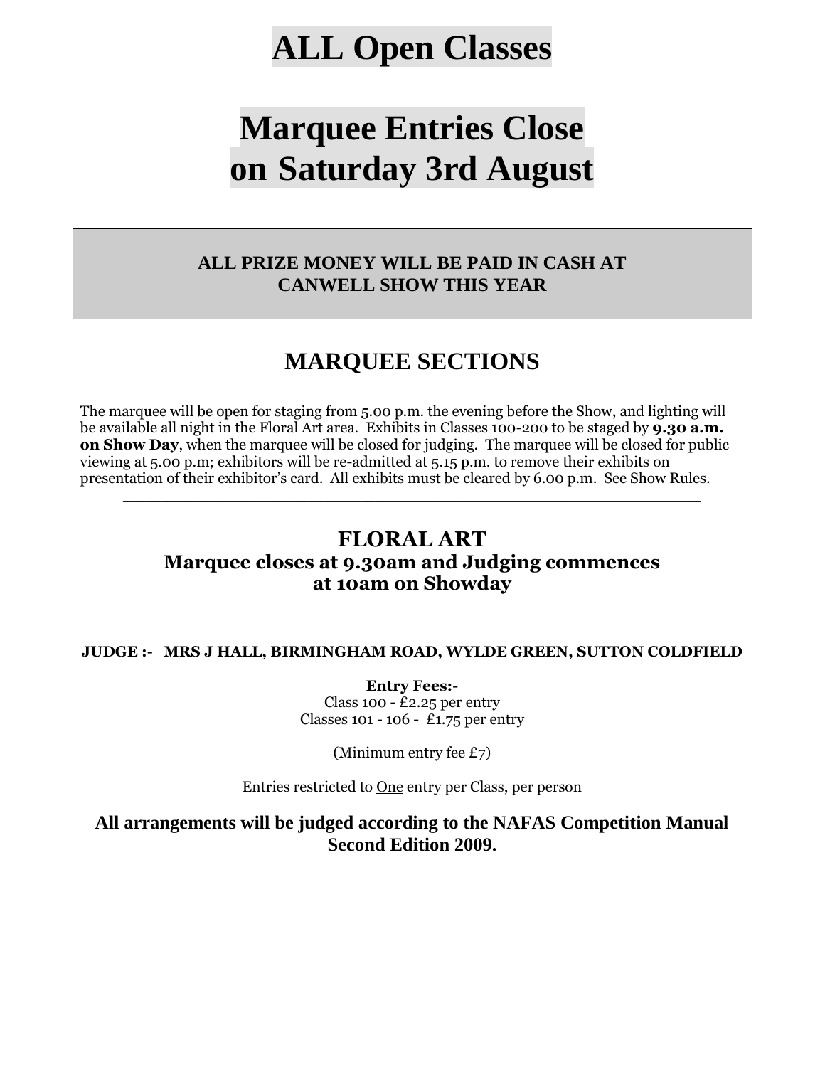# ALL Open Classes

# Marquee Entries Close on Saturday 3rd August

**ALL PRIZE MONEY WILL BE PAID IN CASH AT CANWELL SHOW THIS YEAR**

## MARQUEE SECTIONS

The marquee will be open for staging from 5.00 p.m. the evening before the Show, and lighting will be available all night in the Floral Art area. Exhibits in Classes 100-200 to be staged by **9.30 a.m. on Show Day**, when the marquee will be closed for judging. The marquee will be closed for public viewing at 5.00 p.m; exhibitors will be re-admitted at 5.15 p.m. to remove their exhibits on presentation of their exhibitor's card. All exhibits must be cleared by 6.00 p.m. See Show Rules.

---

## FLORAL ART

### Marquee closes at 9.30am and Judging commences at 10am on Showday

**JUDGE :- MRS J HALL, BIRMINGHAM ROAD, WYLDE GREEN, SUTTON COLDFIELD**

**Entry Fees:-**
Class 100 - £2.25 per entry
Classes 101 - 106 - £1.75 per entry

(Minimum entry fee £7)

Entries restricted to One entry per Class, per person

**All arrangements will be judged according to the NAFAS Competition Manual Second Edition 2009.**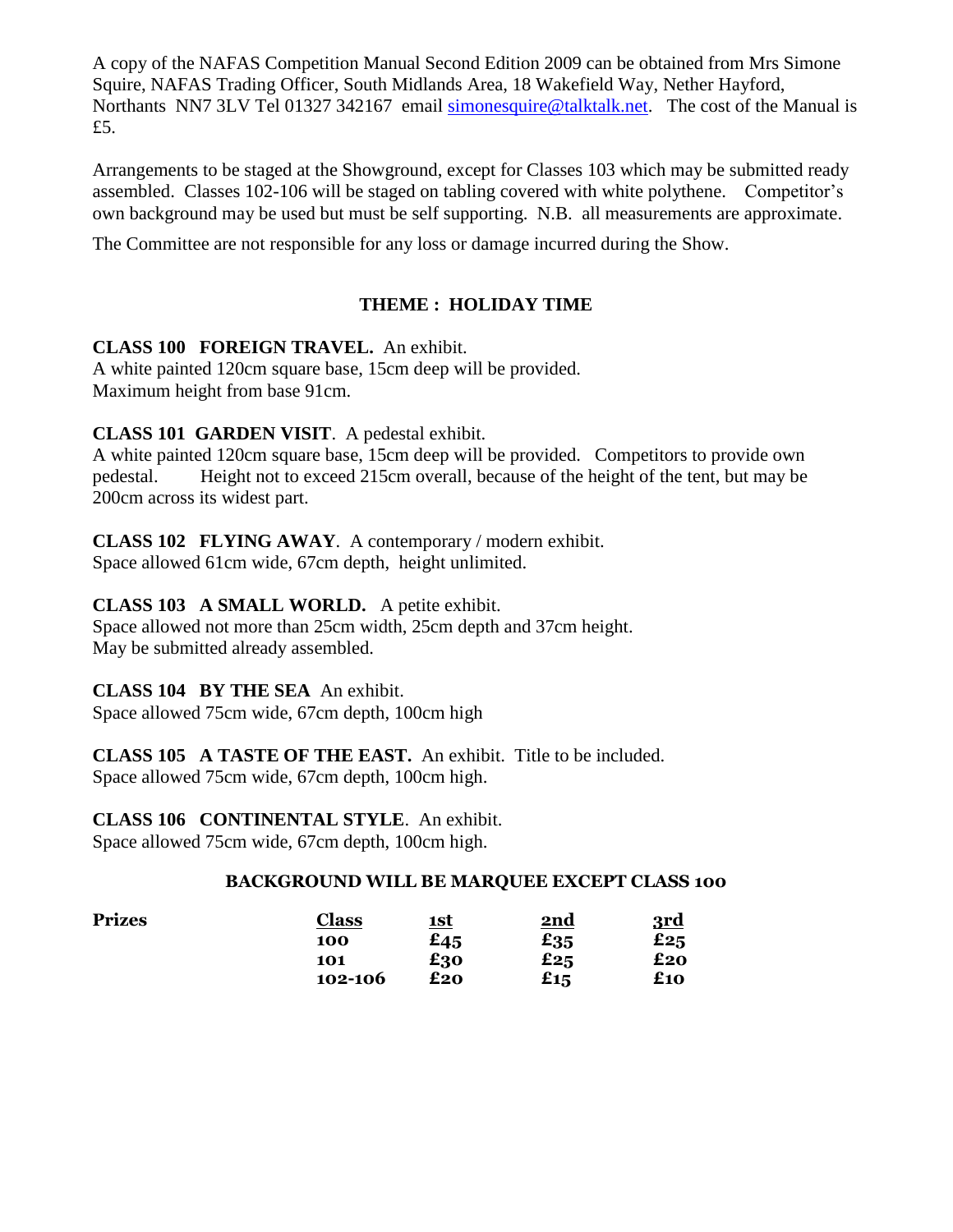A copy of the NAFAS Competition Manual Second Edition 2009 can be obtained from Mrs Simone Squire, NAFAS Trading Officer, South Midlands Area, 18 Wakefield Way, Nether Hayford, Northants NN7 3LV Tel 01327 342167 email simonesquire@talktalk.net. The cost of the Manual is £5.

Arrangements to be staged at the Showground, except for Classes 103 which may be submitted ready assembled. Classes 102-106 will be staged on tabling covered with white polythene. Competitor's own background may be used but must be self supporting. N.B. all measurements are approximate.

The Committee are not responsible for any loss or damage incurred during the Show.

## THEME : HOLIDAY TIME

**CLASS 100 FOREIGN TRAVEL.** An exhibit.
A white painted 120cm square base, 15cm deep will be provided.
Maximum height from base 91cm.

**CLASS 101 GARDEN VISIT**. A pedestal exhibit.
A white painted 120cm square base, 15cm deep will be provided. Competitors to provide own pedestal. Height not to exceed 215cm overall, because of the height of the tent, but may be 200cm across its widest part.

**CLASS 102 FLYING AWAY**. A contemporary / modern exhibit.
Space allowed 61cm wide, 67cm depth, height unlimited.

**CLASS 103 A SMALL WORLD.** A petite exhibit.
Space allowed not more than 25cm width, 25cm depth and 37cm height.
May be submitted already assembled.

**CLASS 104 BY THE SEA** An exhibit.
Space allowed 75cm wide, 67cm depth, 100cm high

**CLASS 105 A TASTE OF THE EAST.** An exhibit. Title to be included.
Space allowed 75cm wide, 67cm depth, 100cm high.

**CLASS 106 CONTINENTAL STYLE**. An exhibit.
Space allowed 75cm wide, 67cm depth, 100cm high.

**BACKGROUND WILL BE MARQUEE EXCEPT CLASS 100**

**Prizes**

| Class | 1st | 2nd | 3rd |
|---|---|---|---|
| 100 | £45 | £35 | £25 |
| 101 | £30 | £25 | £20 |
| 102-106 | £20 | £15 | £10 |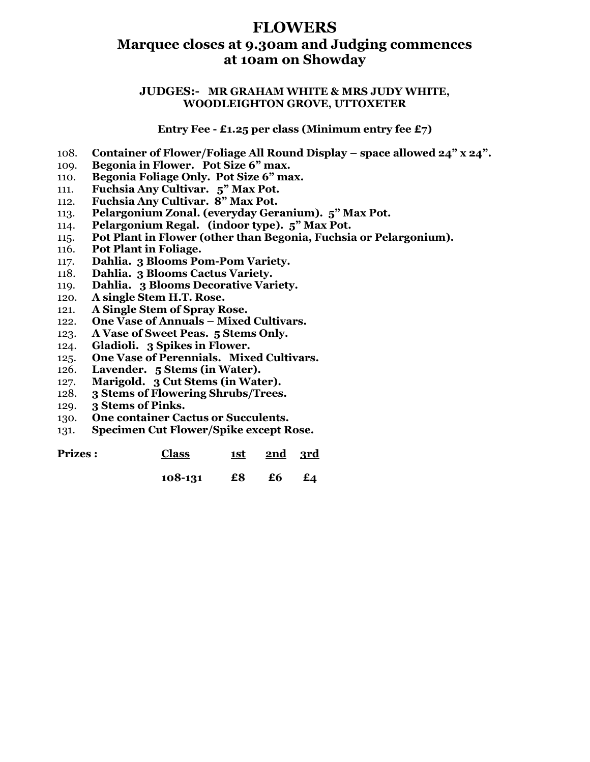# FLOWERS

## Marquee closes at 9.30am and Judging commences at 10am on Showday

**JUDGES:- MR GRAHAM WHITE & MRS JUDY WHITE, WOODLEIGHTON GROVE, UTTOXETER**

**Entry Fee - £1.25 per class (Minimum entry fee £7)**

108. **Container of Flower/Foliage All Round Display – space allowed 24" x 24".**
109. **Begonia in Flower. Pot Size 6" max.**
110. **Begonia Foliage Only. Pot Size 6" max.**
111. **Fuchsia Any Cultivar. 5" Max Pot.**
112. **Fuchsia Any Cultivar. 8" Max Pot.**
113. **Pelargonium Zonal. (everyday Geranium). 5" Max Pot.**
114. **Pelargonium Regal. (indoor type). 5" Max Pot.**
115. **Pot Plant in Flower (other than Begonia, Fuchsia or Pelargonium).**
116. **Pot Plant in Foliage.**
117. **Dahlia. 3 Blooms Pom-Pom Variety.**
118. **Dahlia. 3 Blooms Cactus Variety.**
119. **Dahlia. 3 Blooms Decorative Variety.**
120. **A single Stem H.T. Rose.**
121. **A Single Stem of Spray Rose.**
122. **One Vase of Annuals – Mixed Cultivars.**
123. **A Vase of Sweet Peas. 5 Stems Only.**
124. **Gladioli. 3 Spikes in Flower.**
125. **One Vase of Perennials. Mixed Cultivars.**
126. **Lavender. 5 Stems (in Water).**
127. **Marigold. 3 Cut Stems (in Water).**
128. **3 Stems of Flowering Shrubs/Trees.**
129. **3 Stems of Pinks.**
130. **One container Cactus or Succulents.**
131. **Specimen Cut Flower/Spike except Rose.**

| Prizes : | Class | 1st | 2nd | 3rd |
|---|---|---|---|---|
| | 108-131 | £8 | £6 | £4 |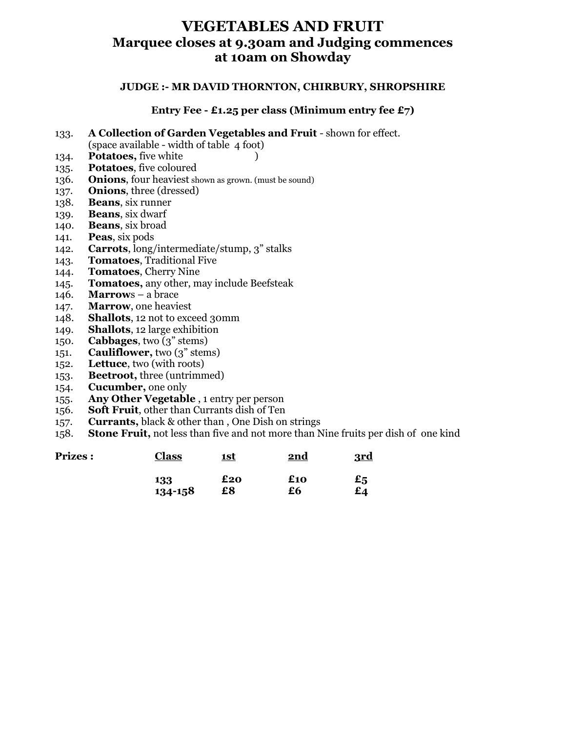# VEGETABLES AND FRUIT
## Marquee closes at 9.30am and Judging commences at 10am on Showday

**JUDGE :- MR DAVID THORNTON, CHIRBURY, SHROPSHIRE**

**Entry Fee - £1.25 per class (Minimum entry fee £7)**

133. **A Collection of Garden Vegetables and Fruit** - shown for effect. (space available - width of table 4 foot)
134. **Potatoes,** five white )
135. **Potatoes**, five coloured
136. **Onions**, four heaviest shown as grown. (must be sound)
137. **Onions**, three (dressed)
138. **Beans**, six runner
139. **Beans**, six dwarf
140. **Beans**, six broad
141. **Peas**, six pods
142. **Carrots**, long/intermediate/stump, 3" stalks
143. **Tomatoes**, Traditional Five
144. **Tomatoes**, Cherry Nine
145. **Tomatoes,** any other, may include Beefsteak
146. **Marrow**s – a brace
147. **Marrow**, one heaviest
148. **Shallots**, 12 not to exceed 30mm
149. **Shallots**, 12 large exhibition
150. **Cabbages**, two (3" stems)
151. **Cauliflower,** two (3" stems)
152. **Lettuce**, two (with roots)
153. **Beetroot,** three (untrimmed)
154. **Cucumber,** one only
155. **Any Other Vegetable** , 1 entry per person
156. **Soft Fruit**, other than Currants dish of Ten
157. **Currants,** black & other than , One Dish on strings
158. **Stone Fruit,** not less than five and not more than Nine fruits per dish of one kind

| **Prizes :** | **Class** | **1st** | **2nd** | **3rd** |
|---|---|---|---|---|
| | **133** | **£20** | **£10** | **£5** |
| | **134-158** | **£8** | **£6** | **£4** |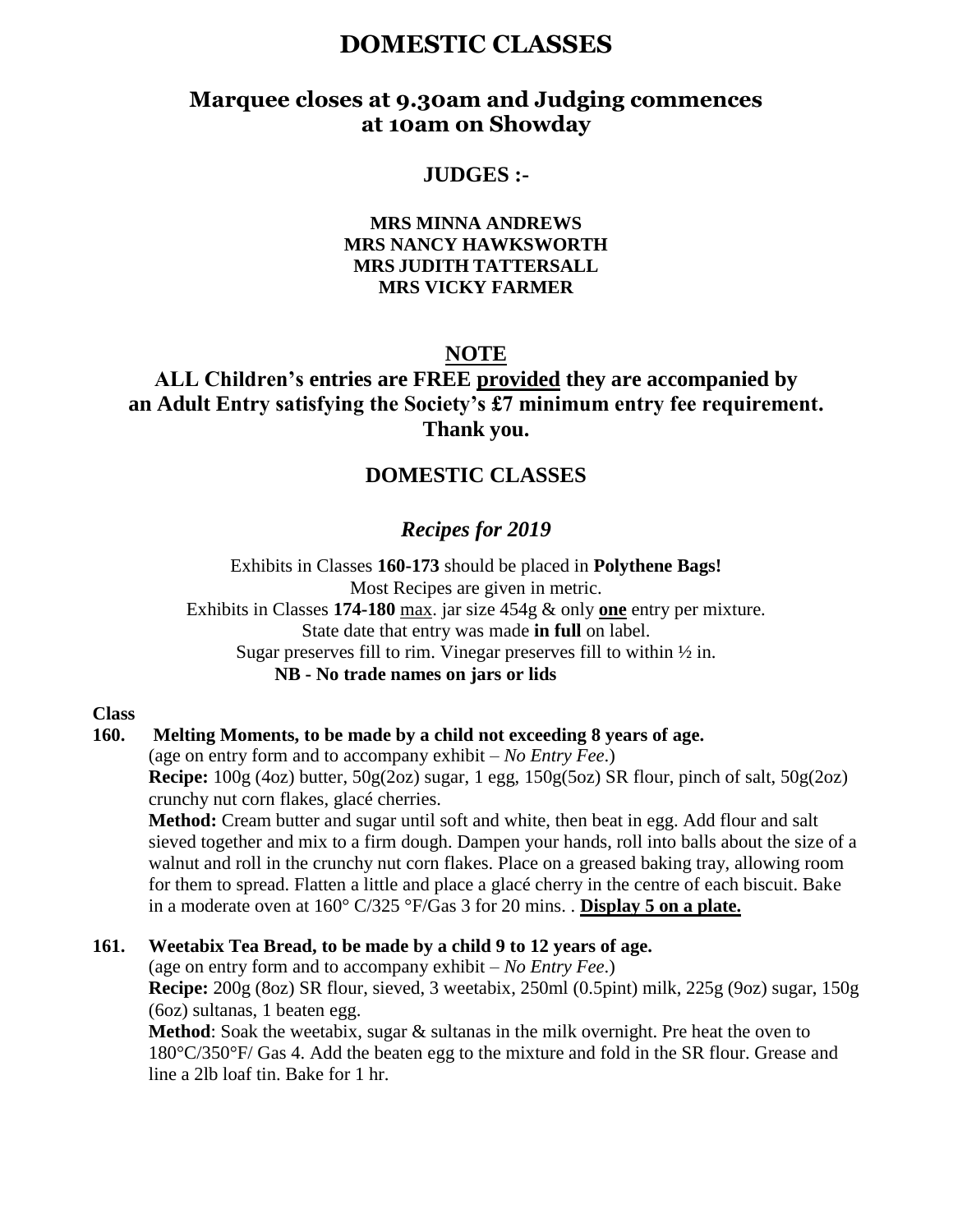# DOMESTIC CLASSES

## Marquee closes at 9.30am and Judging commences at 10am on Showday

### JUDGES :-

**MRS MINNA ANDREWS**
**MRS NANCY HAWKSWORTH**
**MRS JUDITH TATTERSALL**
**MRS VICKY FARMER**

### NOTE

**ALL Children's entries are FREE provided they are accompanied by an Adult Entry satisfying the Society's £7 minimum entry fee requirement. Thank you.**

### DOMESTIC CLASSES

*Recipes for 2019*

Exhibits in Classes **160-173** should be placed in **Polythene Bags!**
Most Recipes are given in metric.
Exhibits in Classes **174-180** max. jar size 454g & only **one** entry per mixture.
State date that entry was made **in full** on label.
Sugar preserves fill to rim. Vinegar preserves fill to within ½ in.
**NB - No trade names on jars or lids**

**Class**

**160. Melting Moments, to be made by a child not exceeding 8 years of age.**
(age on entry form and to accompany exhibit – *No Entry Fee*.)
**Recipe:** 100g (4oz) butter, 50g(2oz) sugar, 1 egg, 150g(5oz) SR flour, pinch of salt, 50g(2oz) crunchy nut corn flakes, glacé cherries.
**Method:** Cream butter and sugar until soft and white, then beat in egg. Add flour and salt sieved together and mix to a firm dough. Dampen your hands, roll into balls about the size of a walnut and roll in the crunchy nut corn flakes. Place on a greased baking tray, allowing room for them to spread. Flatten a little and place a glacé cherry in the centre of each biscuit. Bake in a moderate oven at 160° C/325 °F/Gas 3 for 20 mins. . **Display 5 on a plate.**

**161. Weetabix Tea Bread, to be made by a child 9 to 12 years of age.**
(age on entry form and to accompany exhibit – *No Entry Fee*.)
**Recipe:** 200g (8oz) SR flour, sieved, 3 weetabix, 250ml (0.5pint) milk, 225g (9oz) sugar, 150g (6oz) sultanas, 1 beaten egg.
**Method**: Soak the weetabix, sugar & sultanas in the milk overnight. Pre heat the oven to 180°C/350°F/ Gas 4. Add the beaten egg to the mixture and fold in the SR flour. Grease and line a 2lb loaf tin. Bake for 1 hr.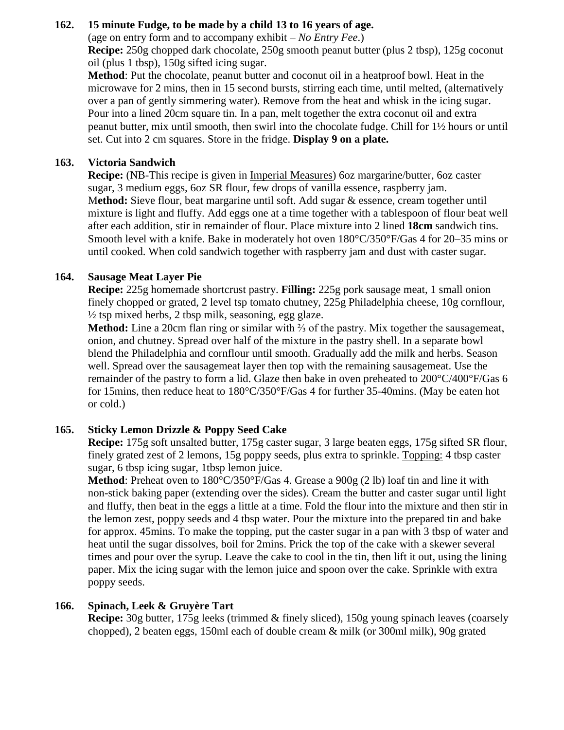**162. 15 minute Fudge, to be made by a child 13 to 16 years of age.**
(age on entry form and to accompany exhibit – *No Entry Fee*.)
**Recipe:** 250g chopped dark chocolate, 250g smooth peanut butter (plus 2 tbsp), 125g coconut oil (plus 1 tbsp), 150g sifted icing sugar.
**Method**: Put the chocolate, peanut butter and coconut oil in a heatproof bowl. Heat in the microwave for 2 mins, then in 15 second bursts, stirring each time, until melted, (alternatively over a pan of gently simmering water). Remove from the heat and whisk in the icing sugar. Pour into a lined 20cm square tin. In a pan, melt together the extra coconut oil and extra peanut butter, mix until smooth, then swirl into the chocolate fudge. Chill for 1½ hours or until set. Cut into 2 cm squares. Store in the fridge. **Display 9 on a plate.**

**163. Victoria Sandwich**
**Recipe:** (NB-This recipe is given in Imperial Measures) 6oz margarine/butter, 6oz caster sugar, 3 medium eggs, 6oz SR flour, few drops of vanilla essence, raspberry jam.
M**ethod:** Sieve flour, beat margarine until soft. Add sugar & essence, cream together until mixture is light and fluffy. Add eggs one at a time together with a tablespoon of flour beat well after each addition, stir in remainder of flour. Place mixture into 2 lined **18cm** sandwich tins. Smooth level with a knife. Bake in moderately hot oven 180°C/350°F/Gas 4 for 20–35 mins or until cooked. When cold sandwich together with raspberry jam and dust with caster sugar.

**164. Sausage Meat Layer Pie**
**Recipe:** 225g homemade shortcrust pastry. **Filling:** 225g pork sausage meat, 1 small onion finely chopped or grated, 2 level tsp tomato chutney, 225g Philadelphia cheese, 10g cornflour, ½ tsp mixed herbs, 2 tbsp milk, seasoning, egg glaze.
**Method:** Line a 20cm flan ring or similar with ⅔ of the pastry. Mix together the sausagemeat, onion, and chutney. Spread over half of the mixture in the pastry shell. In a separate bowl blend the Philadelphia and cornflour until smooth. Gradually add the milk and herbs. Season well. Spread over the sausagemeat layer then top with the remaining sausagemeat. Use the remainder of the pastry to form a lid. Glaze then bake in oven preheated to 200°C/400°F/Gas 6 for 15mins, then reduce heat to 180°C/350°F/Gas 4 for further 35-40mins. (May be eaten hot or cold.)

**165. Sticky Lemon Drizzle & Poppy Seed Cake**
**Recipe:** 175g soft unsalted butter, 175g caster sugar, 3 large beaten eggs, 175g sifted SR flour, finely grated zest of 2 lemons, 15g poppy seeds, plus extra to sprinkle. Topping: 4 tbsp caster sugar, 6 tbsp icing sugar, 1tbsp lemon juice.
**Method**: Preheat oven to 180°C/350°F/Gas 4. Grease a 900g (2 lb) loaf tin and line it with non-stick baking paper (extending over the sides). Cream the butter and caster sugar until light and fluffy, then beat in the eggs a little at a time. Fold the flour into the mixture and then stir in the lemon zest, poppy seeds and 4 tbsp water. Pour the mixture into the prepared tin and bake for approx. 45mins. To make the topping, put the caster sugar in a pan with 3 tbsp of water and heat until the sugar dissolves, boil for 2mins. Prick the top of the cake with a skewer several times and pour over the syrup. Leave the cake to cool in the tin, then lift it out, using the lining paper. Mix the icing sugar with the lemon juice and spoon over the cake. Sprinkle with extra poppy seeds.

**166. Spinach, Leek & Gruyère Tart**
**Recipe:** 30g butter, 175g leeks (trimmed & finely sliced), 150g young spinach leaves (coarsely chopped), 2 beaten eggs, 150ml each of double cream & milk (or 300ml milk), 90g grated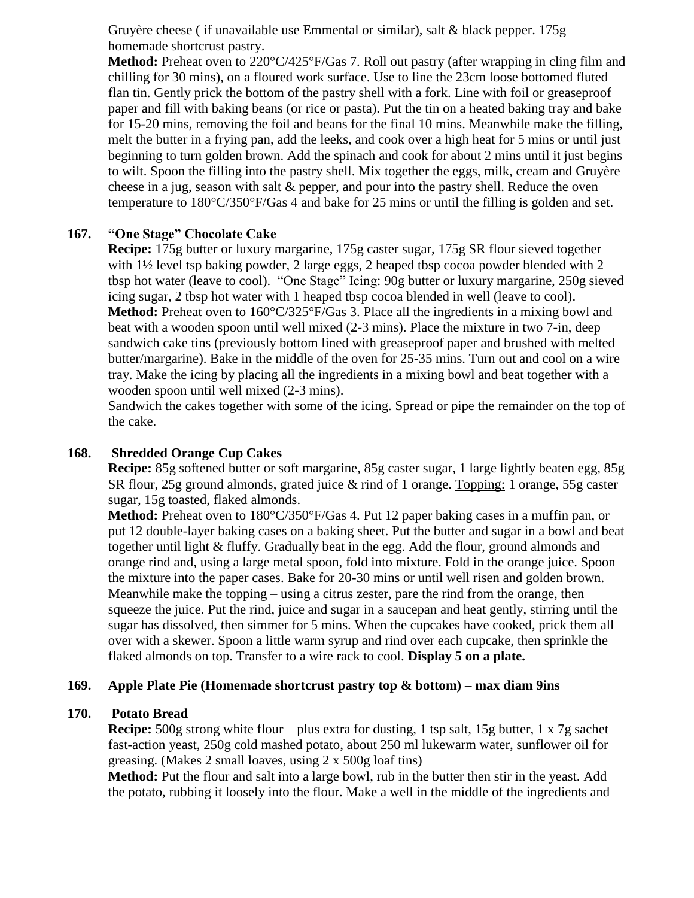Gruyère cheese ( if unavailable use Emmental or similar), salt & black pepper. 175g homemade shortcrust pastry.

**Method:** Preheat oven to 220°C/425°F/Gas 7. Roll out pastry (after wrapping in cling film and chilling for 30 mins), on a floured work surface. Use to line the 23cm loose bottomed fluted flan tin. Gently prick the bottom of the pastry shell with a fork. Line with foil or greaseproof paper and fill with baking beans (or rice or pasta). Put the tin on a heated baking tray and bake for 15-20 mins, removing the foil and beans for the final 10 mins. Meanwhile make the filling, melt the butter in a frying pan, add the leeks, and cook over a high heat for 5 mins or until just beginning to turn golden brown. Add the spinach and cook for about 2 mins until it just begins to wilt. Spoon the filling into the pastry shell. Mix together the eggs, milk, cream and Gruyère cheese in a jug, season with salt & pepper, and pour into the pastry shell. Reduce the oven temperature to 180°C/350°F/Gas 4 and bake for 25 mins or until the filling is golden and set.

**167. "One Stage" Chocolate Cake**

**Recipe:** 175g butter or luxury margarine, 175g caster sugar, 175g SR flour sieved together with 1½ level tsp baking powder, 2 large eggs, 2 heaped tbsp cocoa powder blended with 2 tbsp hot water (leave to cool). <u>"One Stage" Icing</u>: 90g butter or luxury margarine, 250g sieved icing sugar, 2 tbsp hot water with 1 heaped tbsp cocoa blended in well (leave to cool).

**Method:** Preheat oven to 160°C/325°F/Gas 3. Place all the ingredients in a mixing bowl and beat with a wooden spoon until well mixed (2-3 mins). Place the mixture in two 7-in, deep sandwich cake tins (previously bottom lined with greaseproof paper and brushed with melted butter/margarine). Bake in the middle of the oven for 25-35 mins. Turn out and cool on a wire tray. Make the icing by placing all the ingredients in a mixing bowl and beat together with a wooden spoon until well mixed (2-3 mins).

Sandwich the cakes together with some of the icing. Spread or pipe the remainder on the top of the cake.

**168. Shredded Orange Cup Cakes**

**Recipe:** 85g softened butter or soft margarine, 85g caster sugar, 1 large lightly beaten egg, 85g SR flour, 25g ground almonds, grated juice & rind of 1 orange. <u>Topping:</u> 1 orange, 55g caster sugar, 15g toasted, flaked almonds.

**Method:** Preheat oven to 180°C/350°F/Gas 4. Put 12 paper baking cases in a muffin pan, or put 12 double-layer baking cases on a baking sheet. Put the butter and sugar in a bowl and beat together until light & fluffy. Gradually beat in the egg. Add the flour, ground almonds and orange rind and, using a large metal spoon, fold into mixture. Fold in the orange juice. Spoon the mixture into the paper cases. Bake for 20-30 mins or until well risen and golden brown. Meanwhile make the topping – using a citrus zester, pare the rind from the orange, then squeeze the juice. Put the rind, juice and sugar in a saucepan and heat gently, stirring until the sugar has dissolved, then simmer for 5 mins. When the cupcakes have cooked, prick them all over with a skewer. Spoon a little warm syrup and rind over each cupcake, then sprinkle the flaked almonds on top. Transfer to a wire rack to cool. **Display 5 on a plate.**

**169. Apple Plate Pie (Homemade shortcrust pastry top & bottom) – max diam 9ins**

**170. Potato Bread**

**Recipe:** 500g strong white flour – plus extra for dusting, 1 tsp salt, 15g butter, 1 x 7g sachet fast-action yeast, 250g cold mashed potato, about 250 ml lukewarm water, sunflower oil for greasing. (Makes 2 small loaves, using 2 x 500g loaf tins)

**Method:** Put the flour and salt into a large bowl, rub in the butter then stir in the yeast. Add the potato, rubbing it loosely into the flour. Make a well in the middle of the ingredients and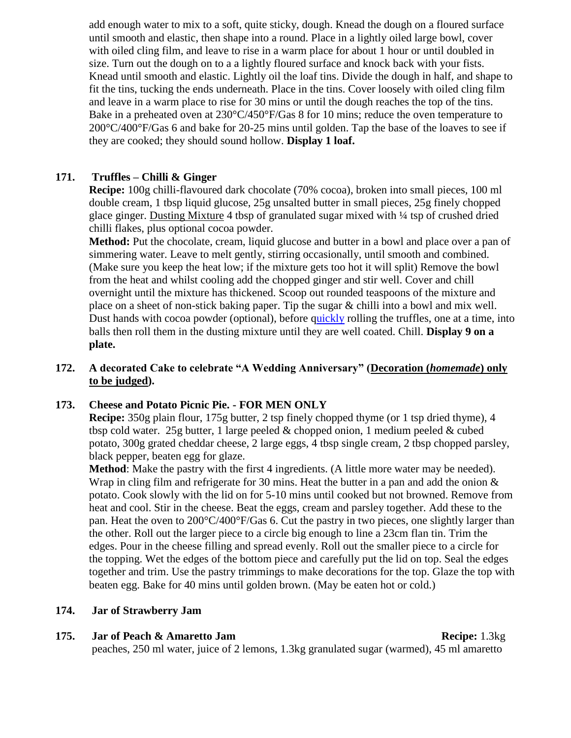add enough water to mix to a soft, quite sticky, dough. Knead the dough on a floured surface until smooth and elastic, then shape into a round. Place in a lightly oiled large bowl, cover with oiled cling film, and leave to rise in a warm place for about 1 hour or until doubled in size. Turn out the dough on to a a lightly floured surface and knock back with your fists. Knead until smooth and elastic. Lightly oil the loaf tins. Divide the dough in half, and shape to fit the tins, tucking the ends underneath. Place in the tins. Cover loosely with oiled cling film and leave in a warm place to rise for 30 mins or until the dough reaches the top of the tins. Bake in a preheated oven at 230°C/450°F/Gas 8 for 10 mins; reduce the oven temperature to 200°C/400°F/Gas 6 and bake for 20-25 mins until golden. Tap the base of the loaves to see if they are cooked; they should sound hollow. **Display 1 loaf.**

**171. Truffles – Chilli & Ginger**

**Recipe:** 100g chilli-flavoured dark chocolate (70% cocoa), broken into small pieces, 100 ml double cream, 1 tbsp liquid glucose, 25g unsalted butter in small pieces, 25g finely chopped glace ginger. Dusting Mixture 4 tbsp of granulated sugar mixed with ¼ tsp of crushed dried chilli flakes, plus optional cocoa powder.

**Method:** Put the chocolate, cream, liquid glucose and butter in a bowl and place over a pan of simmering water. Leave to melt gently, stirring occasionally, until smooth and combined. (Make sure you keep the heat low; if the mixture gets too hot it will split) Remove the bowl from the heat and whilst cooling add the chopped ginger and stir well. Cover and chill overnight until the mixture has thickened. Scoop out rounded teaspoons of the mixture and place on a sheet of non-stick baking paper. Tip the sugar & chilli into a bowl and mix well. Dust hands with cocoa powder (optional), before quickly rolling the truffles, one at a time, into balls then roll them in the dusting mixture until they are well coated. Chill. **Display 9 on a plate.**

**172. A decorated Cake to celebrate "A Wedding Anniversary" (Decoration (*homemade*) only to be judged).**

**173. Cheese and Potato Picnic Pie. - FOR MEN ONLY**

**Recipe:** 350g plain flour, 175g butter, 2 tsp finely chopped thyme (or 1 tsp dried thyme), 4 tbsp cold water. 25g butter, 1 large peeled & chopped onion, 1 medium peeled & cubed potato, 300g grated cheddar cheese, 2 large eggs, 4 tbsp single cream, 2 tbsp chopped parsley, black pepper, beaten egg for glaze.

**Method**: Make the pastry with the first 4 ingredients. (A little more water may be needed). Wrap in cling film and refrigerate for 30 mins. Heat the butter in a pan and add the onion & potato. Cook slowly with the lid on for 5-10 mins until cooked but not browned. Remove from heat and cool. Stir in the cheese. Beat the eggs, cream and parsley together. Add these to the pan. Heat the oven to 200°C/400°F/Gas 6. Cut the pastry in two pieces, one slightly larger than the other. Roll out the larger piece to a circle big enough to line a 23cm flan tin. Trim the edges. Pour in the cheese filling and spread evenly. Roll out the smaller piece to a circle for the topping. Wet the edges of the bottom piece and carefully put the lid on top. Seal the edges together and trim. Use the pastry trimmings to make decorations for the top. Glaze the top with beaten egg. Bake for 40 mins until golden brown. (May be eaten hot or cold.)

**174. Jar of Strawberry Jam**

**175. Jar of Peach & Amaretto Jam** **Recipe:** 1.3kg peaches, 250 ml water, juice of 2 lemons, 1.3kg granulated sugar (warmed), 45 ml amaretto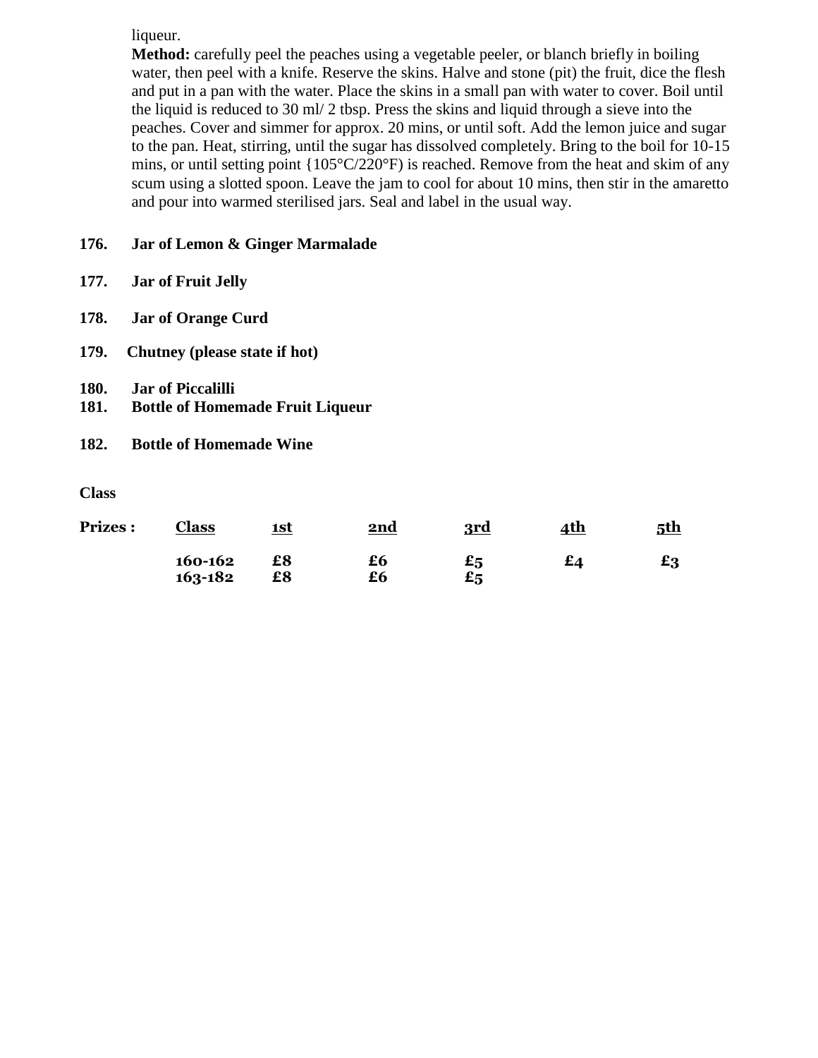liqueur.

**Method:** carefully peel the peaches using a vegetable peeler, or blanch briefly in boiling water, then peel with a knife. Reserve the skins. Halve and stone (pit) the fruit, dice the flesh and put in a pan with the water. Place the skins in a small pan with water to cover. Boil until the liquid is reduced to 30 ml/ 2 tbsp. Press the skins and liquid through a sieve into the peaches. Cover and simmer for approx. 20 mins, or until soft. Add the lemon juice and sugar to the pan. Heat, stirring, until the sugar has dissolved completely. Bring to the boil for 10-15 mins, or until setting point {105°C/220°F) is reached. Remove from the heat and skim of any scum using a slotted spoon. Leave the jam to cool for about 10 mins, then stir in the amaretto and pour into warmed sterilised jars. Seal and label in the usual way.

**176. Jar of Lemon & Ginger Marmalade**

**177. Jar of Fruit Jelly**

**178. Jar of Orange Curd**

**179. Chutney (please state if hot)**

**180. Jar of Piccalilli**

**181. Bottle of Homemade Fruit Liqueur**

**182. Bottle of Homemade Wine**

**Class**

| **Prizes :** | **Class** | **1st** | **2nd** | **3rd** | **4th** | **5th** |
|---|---|---|---|---|---|---|
| | **160-162** | **£8** | **£6** | **£5** | **£4** | **£3** |
| | **163-182** | **£8** | **£6** | **£5** | | |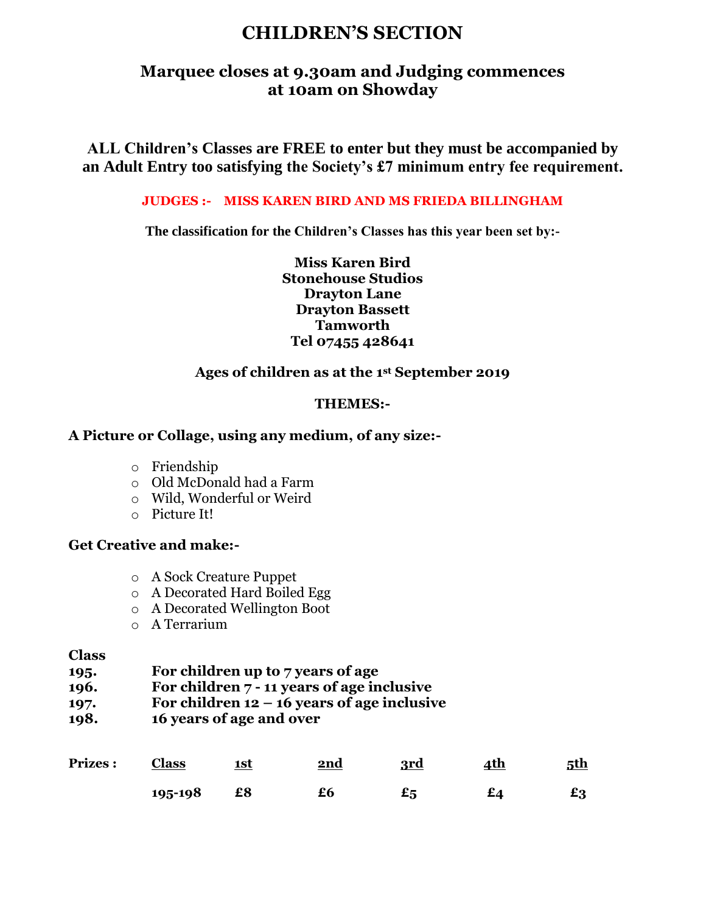# CHILDREN'S SECTION

## Marquee closes at 9.30am and Judging commences at 10am on Showday

**ALL Children's Classes are FREE to enter but they must be accompanied by an Adult Entry too satisfying the Society's £7 minimum entry fee requirement.**

**JUDGES :- MISS KAREN BIRD AND MS FRIEDA BILLINGHAM**

**The classification for the Children's Classes has this year been set by:-**

**Miss Karen Bird**
**Stonehouse Studios**
**Drayton Lane**
**Drayton Bassett**
**Tamworth**
**Tel 07455 428641**

**Ages of children as at the 1st September 2019**

**THEMES:-**

**A Picture or Collage, using any medium, of any size:-**

- Friendship
- Old McDonald had a Farm
- Wild, Wonderful or Weird
- Picture It!

**Get Creative and make:-**

- A Sock Creature Puppet
- A Decorated Hard Boiled Egg
- A Decorated Wellington Boot
- A Terrarium

**Class**

**195.** **For children up to 7 years of age**
**196.** **For children 7 - 11 years of age inclusive**
**197.** **For children 12 – 16 years of age inclusive**
**198.** **16 years of age and over**

| Prizes : | Class | 1st | 2nd | 3rd | 4th | 5th |
|---|---|---|---|---|---|---|
| | 195-198 | £8 | £6 | £5 | £4 | £3 |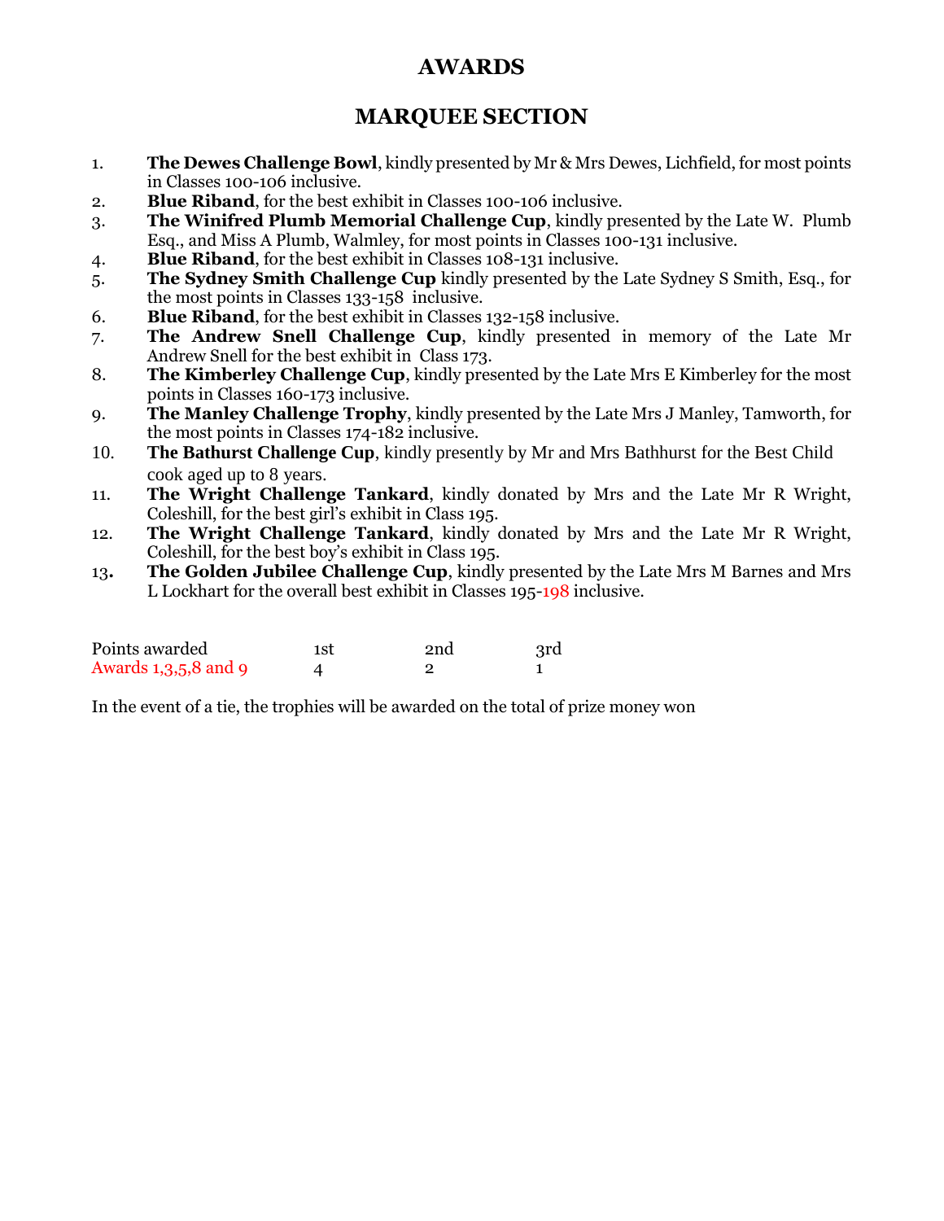# AWARDS

## MARQUEE SECTION

1. **The Dewes Challenge Bowl**, kindly presented by Mr & Mrs Dewes, Lichfield, for most points in Classes 100-106 inclusive.
2. **Blue Riband**, for the best exhibit in Classes 100-106 inclusive.
3. **The Winifred Plumb Memorial Challenge Cup**, kindly presented by the Late W. Plumb Esq., and Miss A Plumb, Walmley, for most points in Classes 100-131 inclusive.
4. **Blue Riband**, for the best exhibit in Classes 108-131 inclusive.
5. **The Sydney Smith Challenge Cup** kindly presented by the Late Sydney S Smith, Esq., for the most points in Classes 133-158 inclusive.
6. **Blue Riband**, for the best exhibit in Classes 132-158 inclusive.
7. **The Andrew Snell Challenge Cup**, kindly presented in memory of the Late Mr Andrew Snell for the best exhibit in Class 173.
8. **The Kimberley Challenge Cup**, kindly presented by the Late Mrs E Kimberley for the most points in Classes 160-173 inclusive.
9. **The Manley Challenge Trophy**, kindly presented by the Late Mrs J Manley, Tamworth, for the most points in Classes 174-182 inclusive.
10. **The Bathurst Challenge Cup**, kindly presently by Mr and Mrs Bathhurst for the Best Child cook aged up to 8 years.
11. **The Wright Challenge Tankard**, kindly donated by Mrs and the Late Mr R Wright, Coleshill, for the best girl's exhibit in Class 195.
12. **The Wright Challenge Tankard**, kindly donated by Mrs and the Late Mr R Wright, Coleshill, for the best boy's exhibit in Class 195.
13. **The Golden Jubilee Challenge Cup**, kindly presented by the Late Mrs M Barnes and Mrs L Lockhart for the overall best exhibit in Classes 195-198 inclusive.

| Points awarded | 1st | 2nd | 3rd |
|---|---|---|---|
| Awards 1,3,5,8 and 9 | 4 | 2 | 1 |

In the event of a tie, the trophies will be awarded on the total of prize money won